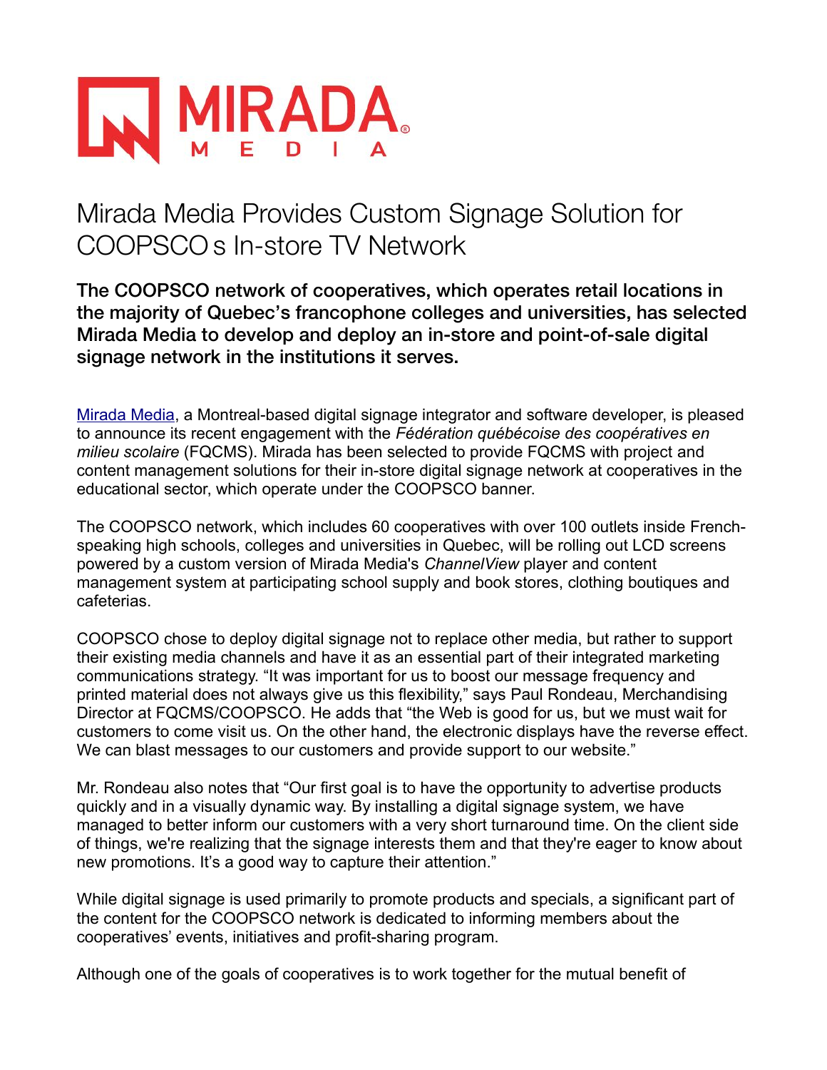MIRADA MEDIA

# Mirada Media Provides Custom Signage Solution for COOPSCO s In-store TV Network

**The COOPSCO network of cooperatives, which operates retail locations in the majority of Quebec's francophone colleges and universities, has selected Mirada Media to develop and deploy an in-store and point-of-sale digital signage network in the institutions it serves.**

[Mirada Media](), a Montreal-based digital signage integrator and software developer, is pleased to announce its recent engagement with the *Fédération québécoise des coopératives en milieu scolaire* (FQCMS). Mirada has been selected to provide FQCMS with project and content management solutions for their in-store digital signage network at cooperatives in the educational sector, which operate under the COOPSCO banner.

The COOPSCO network, which includes 60 cooperatives with over 100 outlets inside French-speaking high schools, colleges and universities in Quebec, will be rolling out LCD screens powered by a custom version of Mirada Media's *ChannelView* player and content management system at participating school supply and book stores, clothing boutiques and cafeterias.

COOPSCO chose to deploy digital signage not to replace other media, but rather to support their existing media channels and have it as an essential part of their integrated marketing communications strategy. "It was important for us to boost our message frequency and printed material does not always give us this flexibility," says Paul Rondeau, Merchandising Director at FQCMS/COOPSCO. He adds that "the Web is good for us, but we must wait for customers to come visit us. On the other hand, the electronic displays have the reverse effect. We can blast messages to our customers and provide support to our website."

Mr. Rondeau also notes that "Our first goal is to have the opportunity to advertise products quickly and in a visually dynamic way. By installing a digital signage system, we have managed to better inform our customers with a very short turnaround time. On the client side of things, we're realizing that the signage interests them and that they're eager to know about new promotions. It's a good way to capture their attention."

While digital signage is used primarily to promote products and specials, a significant part of the content for the COOPSCO network is dedicated to informing members about the cooperatives' events, initiatives and profit-sharing program.

Although one of the goals of cooperatives is to work together for the mutual benefit of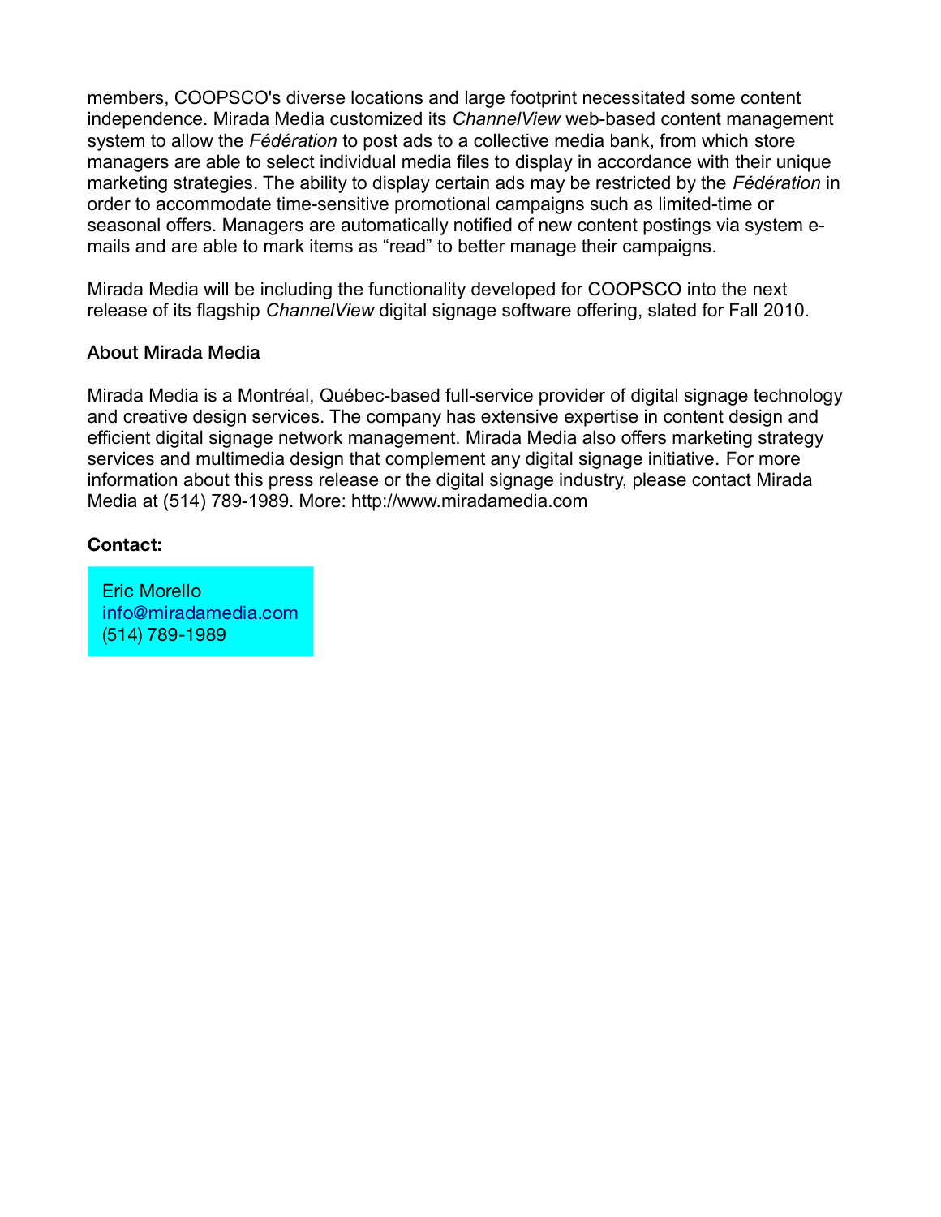members, COOPSCO's diverse locations and large footprint necessitated some content independence. Mirada Media customized its *ChannelView* web-based content management system to allow the *Fédération* to post ads to a collective media bank, from which store managers are able to select individual media files to display in accordance with their unique marketing strategies. The ability to display certain ads may be restricted by the *Fédération* in order to accommodate time-sensitive promotional campaigns such as limited-time or seasonal offers. Managers are automatically notified of new content postings via system e-mails and are able to mark items as "read" to better manage their campaigns.

Mirada Media will be including the functionality developed for COOPSCO into the next release of its flagship *ChannelView* digital signage software offering, slated for Fall 2010.

### About Mirada Media

Mirada Media is a Montréal, Québec-based full-service provider of digital signage technology and creative design services. The company has extensive expertise in content design and efficient digital signage network management. Mirada Media also offers marketing strategy services and multimedia design that complement any digital signage initiative. For more information about this press release or the digital signage industry, please contact Mirada Media at (514) 789-1989. More: http://www.miradamedia.com

**Contact:**

Eric Morello
info@miradamedia.com
(514) 789-1989